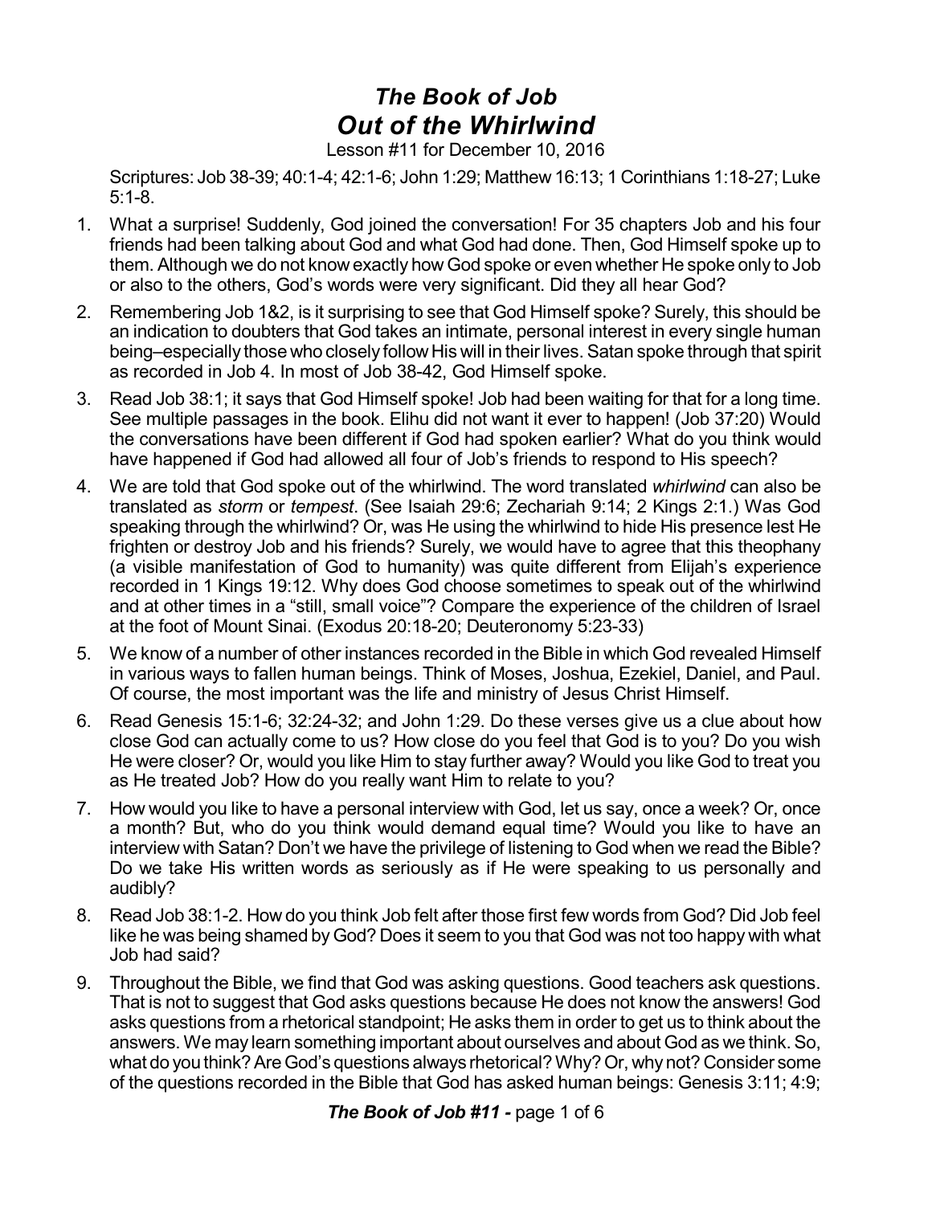# *The Book of Job*
# *Out of the Whirlwind*

Lesson #11 for December 10, 2016

Scriptures: Job 38-39; 40:1-4; 42:1-6; John 1:29; Matthew 16:13; 1 Corinthians 1:18-27; Luke 5:1-8.

1. What a surprise! Suddenly, God joined the conversation! For 35 chapters Job and his four friends had been talking about God and what God had done. Then, God Himself spoke up to them. Although we do not know exactly how God spoke or even whether He spoke only to Job or also to the others, God's words were very significant. Did they all hear God?

2. Remembering Job 1&2, is it surprising to see that God Himself spoke? Surely, this should be an indication to doubters that God takes an intimate, personal interest in every single human being–especially those who closely follow His will in their lives. Satan spoke through that spirit as recorded in Job 4. In most of Job 38-42, God Himself spoke.

3. Read Job 38:1; it says that God Himself spoke! Job had been waiting for that for a long time. See multiple passages in the book. Elihu did not want it ever to happen! (Job 37:20) Would the conversations have been different if God had spoken earlier? What do you think would have happened if God had allowed all four of Job's friends to respond to His speech?

4. We are told that God spoke out of the whirlwind. The word translated *whirlwind* can also be translated as *storm* or *tempest*. (See Isaiah 29:6; Zechariah 9:14; 2 Kings 2:1.) Was God speaking through the whirlwind? Or, was He using the whirlwind to hide His presence lest He frighten or destroy Job and his friends? Surely, we would have to agree that this theophany (a visible manifestation of God to humanity) was quite different from Elijah's experience recorded in 1 Kings 19:12. Why does God choose sometimes to speak out of the whirlwind and at other times in a "still, small voice"? Compare the experience of the children of Israel at the foot of Mount Sinai. (Exodus 20:18-20; Deuteronomy 5:23-33)

5. We know of a number of other instances recorded in the Bible in which God revealed Himself in various ways to fallen human beings. Think of Moses, Joshua, Ezekiel, Daniel, and Paul. Of course, the most important was the life and ministry of Jesus Christ Himself.

6. Read Genesis 15:1-6; 32:24-32; and John 1:29. Do these verses give us a clue about how close God can actually come to us? How close do you feel that God is to you? Do you wish He were closer? Or, would you like Him to stay further away? Would you like God to treat you as He treated Job? How do you really want Him to relate to you?

7. How would you like to have a personal interview with God, let us say, once a week? Or, once a month? But, who do you think would demand equal time? Would you like to have an interview with Satan? Don't we have the privilege of listening to God when we read the Bible? Do we take His written words as seriously as if He were speaking to us personally and audibly?

8. Read Job 38:1-2. How do you think Job felt after those first few words from God? Did Job feel like he was being shamed by God? Does it seem to you that God was not too happy with what Job had said?

9. Throughout the Bible, we find that God was asking questions. Good teachers ask questions. That is not to suggest that God asks questions because He does not know the answers! God asks questions from a rhetorical standpoint; He asks them in order to get us to think about the answers. We may learn something important about ourselves and about God as we think. So, what do you think? Are God's questions always rhetorical? Why? Or, why not? Consider some of the questions recorded in the Bible that God has asked human beings: Genesis 3:11; 4:9;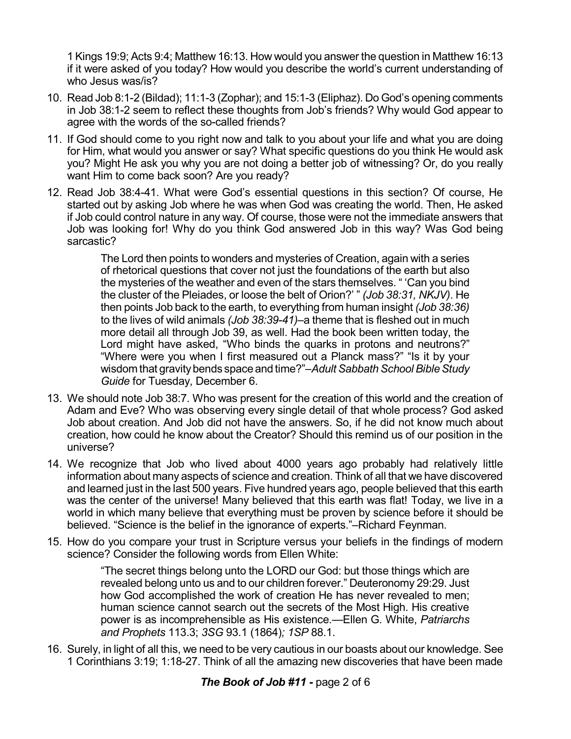1 Kings 19:9; Acts 9:4; Matthew 16:13. How would you answer the question in Matthew 16:13 if it were asked of you today? How would you describe the world's current understanding of who Jesus was/is?

10. Read Job 8:1-2 (Bildad); 11:1-3 (Zophar); and 15:1-3 (Eliphaz). Do God's opening comments in Job 38:1-2 seem to reflect these thoughts from Job's friends? Why would God appear to agree with the words of the so-called friends?

11. If God should come to you right now and talk to you about your life and what you are doing for Him, what would you answer or say? What specific questions do you think He would ask you? Might He ask you why you are not doing a better job of witnessing? Or, do you really want Him to come back soon? Are you ready?

12. Read Job 38:4-41. What were God's essential questions in this section? Of course, He started out by asking Job where he was when God was creating the world. Then, He asked if Job could control nature in any way. Of course, those were not the immediate answers that Job was looking for! Why do you think God answered Job in this way? Was God being sarcastic?

    > The Lord then points to wonders and mysteries of Creation, again with a series of rhetorical questions that cover not just the foundations of the earth but also the mysteries of the weather and even of the stars themselves. " 'Can you bind the cluster of the Pleiades, or loose the belt of Orion?' " *(Job 38:31, NKJV)*. He then points Job back to the earth, to everything from human insight *(Job 38:36)* to the lives of wild animals *(Job 38:39-41)*–a theme that is fleshed out in much more detail all through Job 39, as well. Had the book been written today, the Lord might have asked, "Who binds the quarks in protons and neutrons?" "Where were you when I first measured out a Planck mass?" "Is it by your wisdom that gravity bends space and time?"–*Adult Sabbath School Bible Study Guide* for Tuesday, December 6.

13. We should note Job 38:7. Who was present for the creation of this world and the creation of Adam and Eve? Who was observing every single detail of that whole process? God asked Job about creation. And Job did not have the answers. So, if he did not know much about creation, how could he know about the Creator? Should this remind us of our position in the universe?

14. We recognize that Job who lived about 4000 years ago probably had relatively little information about many aspects of science and creation. Think of all that we have discovered and learned just in the last 500 years. Five hundred years ago, people believed that this earth was the center of the universe! Many believed that this earth was flat! Today, we live in a world in which many believe that everything must be proven by science before it should be believed. "Science is the belief in the ignorance of experts."–Richard Feynman.

15. How do you compare your trust in Scripture versus your beliefs in the findings of modern science? Consider the following words from Ellen White:

    > "The secret things belong unto the LORD our God: but those things which are revealed belong unto us and to our children forever." Deuteronomy 29:29. Just how God accomplished the work of creation He has never revealed to men; human science cannot search out the secrets of the Most High. His creative power is as incomprehensible as His existence.—Ellen G. White, *Patriarchs and Prophets* 113.3; *3SG* 93.1 (1864)*; 1SP* 88.1.

16. Surely, in light of all this, we need to be very cautious in our boasts about our knowledge. See 1 Corinthians 3:19; 1:18-27. Think of all the amazing new discoveries that have been made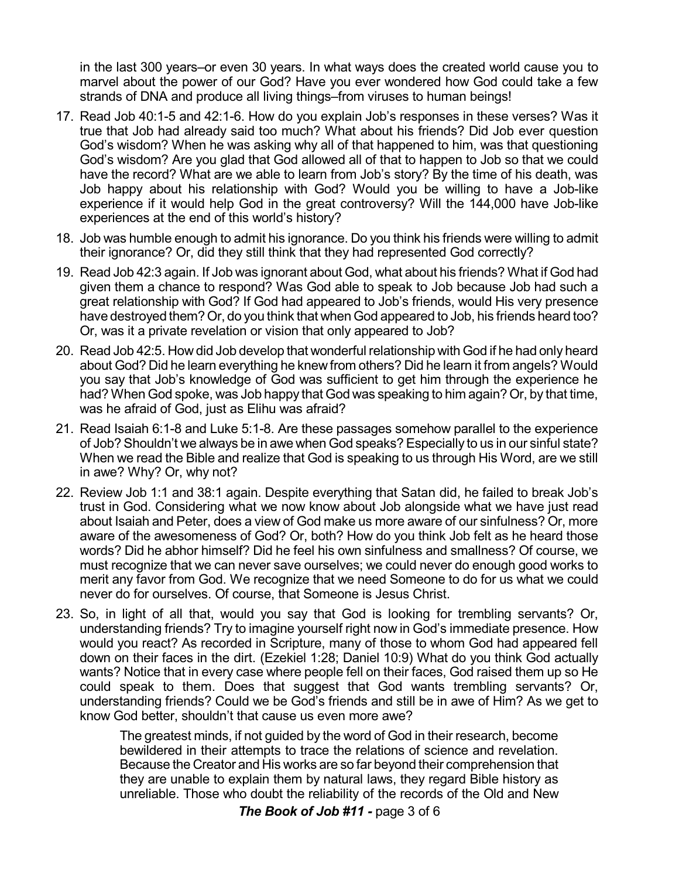in the last 300 years–or even 30 years. In what ways does the created world cause you to marvel about the power of our God? Have you ever wondered how God could take a few strands of DNA and produce all living things–from viruses to human beings!

17. Read Job 40:1-5 and 42:1-6. How do you explain Job's responses in these verses? Was it true that Job had already said too much? What about his friends? Did Job ever question God's wisdom? When he was asking why all of that happened to him, was that questioning God's wisdom? Are you glad that God allowed all of that to happen to Job so that we could have the record? What are we able to learn from Job's story? By the time of his death, was Job happy about his relationship with God? Would you be willing to have a Job-like experience if it would help God in the great controversy? Will the 144,000 have Job-like experiences at the end of this world's history?

18. Job was humble enough to admit his ignorance. Do you think his friends were willing to admit their ignorance? Or, did they still think that they had represented God correctly?

19. Read Job 42:3 again. If Job was ignorant about God, what about his friends? What if God had given them a chance to respond? Was God able to speak to Job because Job had such a great relationship with God? If God had appeared to Job's friends, would His very presence have destroyed them? Or, do you think that when God appeared to Job, his friends heard too? Or, was it a private revelation or vision that only appeared to Job?

20. Read Job 42:5. How did Job develop that wonderful relationship with God if he had only heard about God? Did he learn everything he knew from others? Did he learn it from angels? Would you say that Job's knowledge of God was sufficient to get him through the experience he had? When God spoke, was Job happy that God was speaking to him again? Or, by that time, was he afraid of God, just as Elihu was afraid?

21. Read Isaiah 6:1-8 and Luke 5:1-8. Are these passages somehow parallel to the experience of Job? Shouldn't we always be in awe when God speaks? Especially to us in our sinful state? When we read the Bible and realize that God is speaking to us through His Word, are we still in awe? Why? Or, why not?

22. Review Job 1:1 and 38:1 again. Despite everything that Satan did, he failed to break Job's trust in God. Considering what we now know about Job alongside what we have just read about Isaiah and Peter, does a view of God make us more aware of our sinfulness? Or, more aware of the awesomeness of God? Or, both? How do you think Job felt as he heard those words? Did he abhor himself? Did he feel his own sinfulness and smallness? Of course, we must recognize that we can never save ourselves; we could never do enough good works to merit any favor from God. We recognize that we need Someone to do for us what we could never do for ourselves. Of course, that Someone is Jesus Christ.

23. So, in light of all that, would you say that God is looking for trembling servants? Or, understanding friends? Try to imagine yourself right now in God's immediate presence. How would you react? As recorded in Scripture, many of those to whom God had appeared fell down on their faces in the dirt. (Ezekiel 1:28; Daniel 10:9) What do you think God actually wants? Notice that in every case where people fell on their faces, God raised them up so He could speak to them. Does that suggest that God wants trembling servants? Or, understanding friends? Could we be God's friends and still be in awe of Him? As we get to know God better, shouldn't that cause us even more awe?

> The greatest minds, if not guided by the word of God in their research, become bewildered in their attempts to trace the relations of science and revelation. Because the Creator and His works are so far beyond their comprehension that they are unable to explain them by natural laws, they regard Bible history as unreliable. Those who doubt the reliability of the records of the Old and New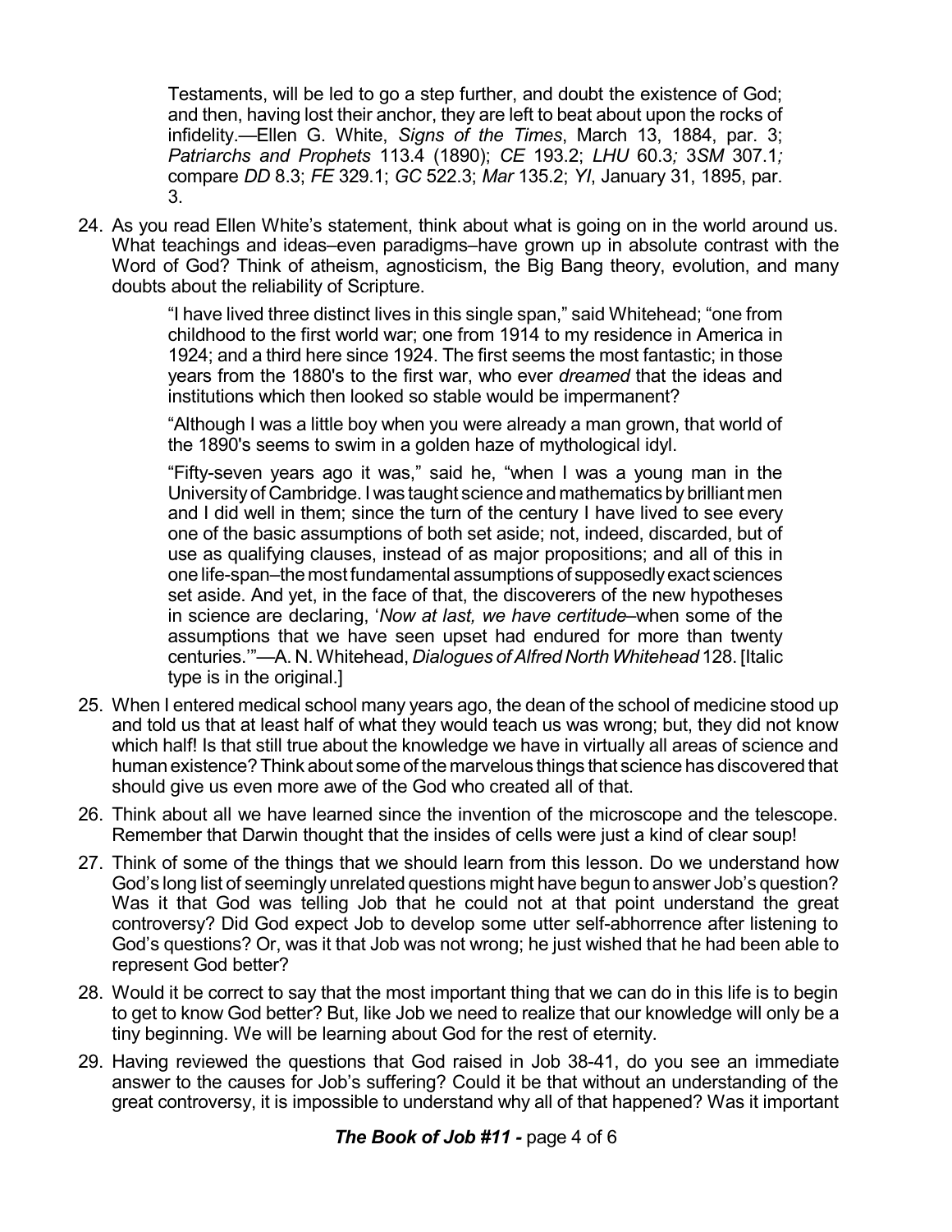Testaments, will be led to go a step further, and doubt the existence of God; and then, having lost their anchor, they are left to beat about upon the rocks of infidelity.—Ellen G. White, *Signs of the Times*, March 13, 1884, par. 3; *Patriarchs and Prophets* 113.4 (1890); *CE* 193.2; *LHU* 60.3; 3*SM* 307.1; compare *DD* 8.3; *FE* 329.1; *GC* 522.3; *Mar* 135.2; *YI*, January 31, 1895, par. 3.

24. As you read Ellen White's statement, think about what is going on in the world around us. What teachings and ideas–even paradigms–have grown up in absolute contrast with the Word of God? Think of atheism, agnosticism, the Big Bang theory, evolution, and many doubts about the reliability of Scripture.

    > "I have lived three distinct lives in this single span," said Whitehead; "one from childhood to the first world war; one from 1914 to my residence in America in 1924; and a third here since 1924. The first seems the most fantastic; in those years from the 1880's to the first war, who ever *dreamed* that the ideas and institutions which then looked so stable would be impermanent?
    >
    > "Although I was a little boy when you were already a man grown, that world of the 1890's seems to swim in a golden haze of mythological idyl.
    >
    > "Fifty-seven years ago it was," said he, "when I was a young man in the University of Cambridge. I was taught science and mathematics by brilliant men and I did well in them; since the turn of the century I have lived to see every one of the basic assumptions of both set aside; not, indeed, discarded, but of use as qualifying clauses, instead of as major propositions; and all of this in one life-span–the most fundamental assumptions of supposedly exact sciences set aside. And yet, in the face of that, the discoverers of the new hypotheses in science are declaring, '*Now at last, we have certitude*–when some of the assumptions that we have seen upset had endured for more than twenty centuries.'"—A. N. Whitehead, *Dialogues of Alfred North Whitehead* 128. [Italic type is in the original.]

25. When I entered medical school many years ago, the dean of the school of medicine stood up and told us that at least half of what they would teach us was wrong; but, they did not know which half! Is that still true about the knowledge we have in virtually all areas of science and human existence? Think about some of the marvelous things that science has discovered that should give us even more awe of the God who created all of that.

26. Think about all we have learned since the invention of the microscope and the telescope. Remember that Darwin thought that the insides of cells were just a kind of clear soup!

27. Think of some of the things that we should learn from this lesson. Do we understand how God's long list of seemingly unrelated questions might have begun to answer Job's question? Was it that God was telling Job that he could not at that point understand the great controversy? Did God expect Job to develop some utter self-abhorrence after listening to God's questions? Or, was it that Job was not wrong; he just wished that he had been able to represent God better?

28. Would it be correct to say that the most important thing that we can do in this life is to begin to get to know God better? But, like Job we need to realize that our knowledge will only be a tiny beginning. We will be learning about God for the rest of eternity.

29. Having reviewed the questions that God raised in Job 38-41, do you see an immediate answer to the causes for Job's suffering? Could it be that without an understanding of the great controversy, it is impossible to understand why all of that happened? Was it important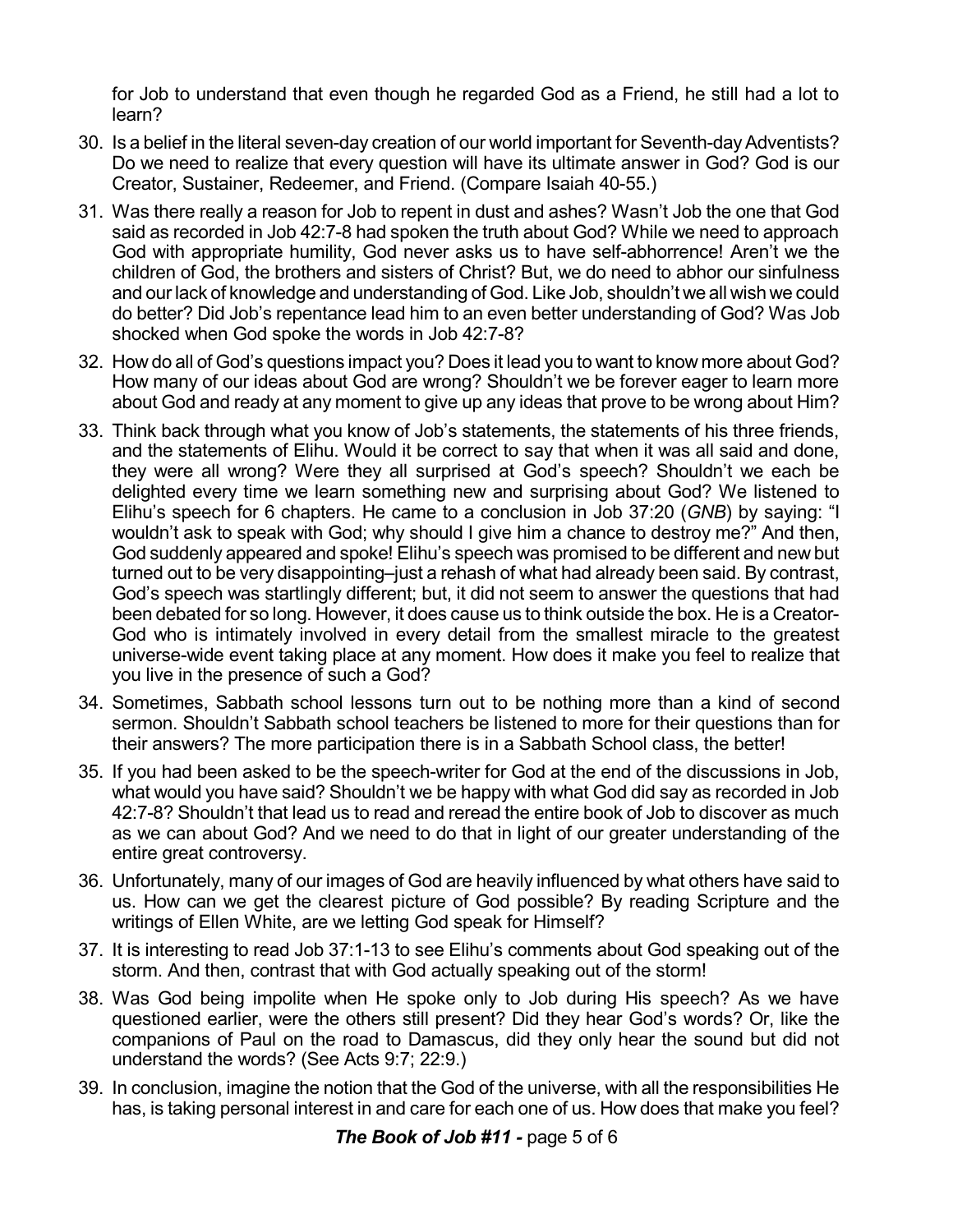for Job to understand that even though he regarded God as a Friend, he still had a lot to learn?

30. Is a belief in the literal seven-day creation of our world important for Seventh-day Adventists? Do we need to realize that every question will have its ultimate answer in God? God is our Creator, Sustainer, Redeemer, and Friend. (Compare Isaiah 40-55.)

31. Was there really a reason for Job to repent in dust and ashes? Wasn't Job the one that God said as recorded in Job 42:7-8 had spoken the truth about God? While we need to approach God with appropriate humility, God never asks us to have self-abhorrence! Aren't we the children of God, the brothers and sisters of Christ? But, we do need to abhor our sinfulness and our lack of knowledge and understanding of God. Like Job, shouldn't we all wish we could do better? Did Job's repentance lead him to an even better understanding of God? Was Job shocked when God spoke the words in Job 42:7-8?

32. How do all of God's questions impact you? Does it lead you to want to know more about God? How many of our ideas about God are wrong? Shouldn't we be forever eager to learn more about God and ready at any moment to give up any ideas that prove to be wrong about Him?

33. Think back through what you know of Job's statements, the statements of his three friends, and the statements of Elihu. Would it be correct to say that when it was all said and done, they were all wrong? Were they all surprised at God's speech? Shouldn't we each be delighted every time we learn something new and surprising about God? We listened to Elihu's speech for 6 chapters. He came to a conclusion in Job 37:20 (*GNB*) by saying: "I wouldn't ask to speak with God; why should I give him a chance to destroy me?" And then, God suddenly appeared and spoke! Elihu's speech was promised to be different and new but turned out to be very disappointing–just a rehash of what had already been said. By contrast, God's speech was startlingly different; but, it did not seem to answer the questions that had been debated for so long. However, it does cause us to think outside the box. He is a Creator-God who is intimately involved in every detail from the smallest miracle to the greatest universe-wide event taking place at any moment. How does it make you feel to realize that you live in the presence of such a God?

34. Sometimes, Sabbath school lessons turn out to be nothing more than a kind of second sermon. Shouldn't Sabbath school teachers be listened to more for their questions than for their answers? The more participation there is in a Sabbath School class, the better!

35. If you had been asked to be the speech-writer for God at the end of the discussions in Job, what would you have said? Shouldn't we be happy with what God did say as recorded in Job 42:7-8? Shouldn't that lead us to read and reread the entire book of Job to discover as much as we can about God? And we need to do that in light of our greater understanding of the entire great controversy.

36. Unfortunately, many of our images of God are heavily influenced by what others have said to us. How can we get the clearest picture of God possible? By reading Scripture and the writings of Ellen White, are we letting God speak for Himself?

37. It is interesting to read Job 37:1-13 to see Elihu's comments about God speaking out of the storm. And then, contrast that with God actually speaking out of the storm!

38. Was God being impolite when He spoke only to Job during His speech? As we have questioned earlier, were the others still present? Did they hear God's words? Or, like the companions of Paul on the road to Damascus, did they only hear the sound but did not understand the words? (See Acts 9:7; 22:9.)

39. In conclusion, imagine the notion that the God of the universe, with all the responsibilities He has, is taking personal interest in and care for each one of us. How does that make you feel?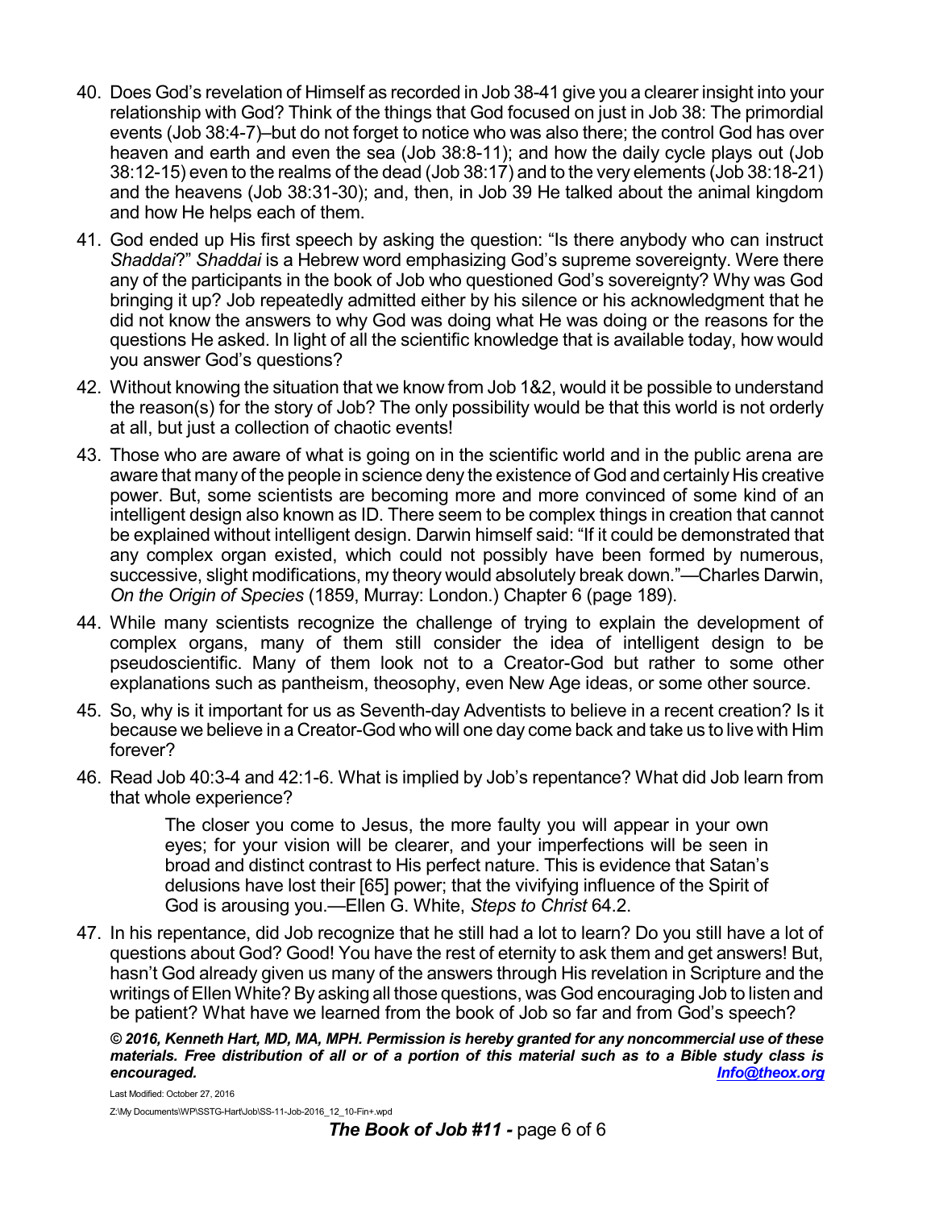40. Does God's revelation of Himself as recorded in Job 38-41 give you a clearer insight into your relationship with God? Think of the things that God focused on just in Job 38: The primordial events (Job 38:4-7)–but do not forget to notice who was also there; the control God has over heaven and earth and even the sea (Job 38:8-11); and how the daily cycle plays out (Job 38:12-15) even to the realms of the dead (Job 38:17) and to the very elements (Job 38:18-21) and the heavens (Job 38:31-30); and, then, in Job 39 He talked about the animal kingdom and how He helps each of them.

41. God ended up His first speech by asking the question: "Is there anybody who can instruct *Shaddai*?" *Shaddai* is a Hebrew word emphasizing God's supreme sovereignty. Were there any of the participants in the book of Job who questioned God's sovereignty? Why was God bringing it up? Job repeatedly admitted either by his silence or his acknowledgment that he did not know the answers to why God was doing what He was doing or the reasons for the questions He asked. In light of all the scientific knowledge that is available today, how would you answer God's questions?

42. Without knowing the situation that we know from Job 1&2, would it be possible to understand the reason(s) for the story of Job? The only possibility would be that this world is not orderly at all, but just a collection of chaotic events!

43. Those who are aware of what is going on in the scientific world and in the public arena are aware that many of the people in science deny the existence of God and certainly His creative power. But, some scientists are becoming more and more convinced of some kind of an intelligent design also known as ID. There seem to be complex things in creation that cannot be explained without intelligent design. Darwin himself said: "If it could be demonstrated that any complex organ existed, which could not possibly have been formed by numerous, successive, slight modifications, my theory would absolutely break down."—Charles Darwin, *On the Origin of Species* (1859, Murray: London.) Chapter 6 (page 189).

44. While many scientists recognize the challenge of trying to explain the development of complex organs, many of them still consider the idea of intelligent design to be pseudoscientific. Many of them look not to a Creator-God but rather to some other explanations such as pantheism, theosophy, even New Age ideas, or some other source.

45. So, why is it important for us as Seventh-day Adventists to believe in a recent creation? Is it because we believe in a Creator-God who will one day come back and take us to live with Him forever?

46. Read Job 40:3-4 and 42:1-6. What is implied by Job's repentance? What did Job learn from that whole experience?

    > The closer you come to Jesus, the more faulty you will appear in your own eyes; for your vision will be clearer, and your imperfections will be seen in broad and distinct contrast to His perfect nature. This is evidence that Satan's delusions have lost their [65] power; that the vivifying influence of the Spirit of God is arousing you.—Ellen G. White, *Steps to Christ* 64.2.

47. In his repentance, did Job recognize that he still had a lot to learn? Do you still have a lot of questions about God? Good! You have the rest of eternity to ask them and get answers! But, hasn't God already given us many of the answers through His revelation in Scripture and the writings of Ellen White? By asking all those questions, was God encouraging Job to listen and be patient? What have we learned from the book of Job so far and from God's speech?

***© 2016, Kenneth Hart, MD, MA, MPH. Permission is hereby granted for any noncommercial use of these materials. Free distribution of all or of a portion of this material such as to a Bible study class is encouraged.*** ***Info@theox.org***

Last Modified: October 27, 2016

Z:\My Documents\WP\SSTG-Hart\Job\SS-11-Job-2016_12_10-Fin+.wpd